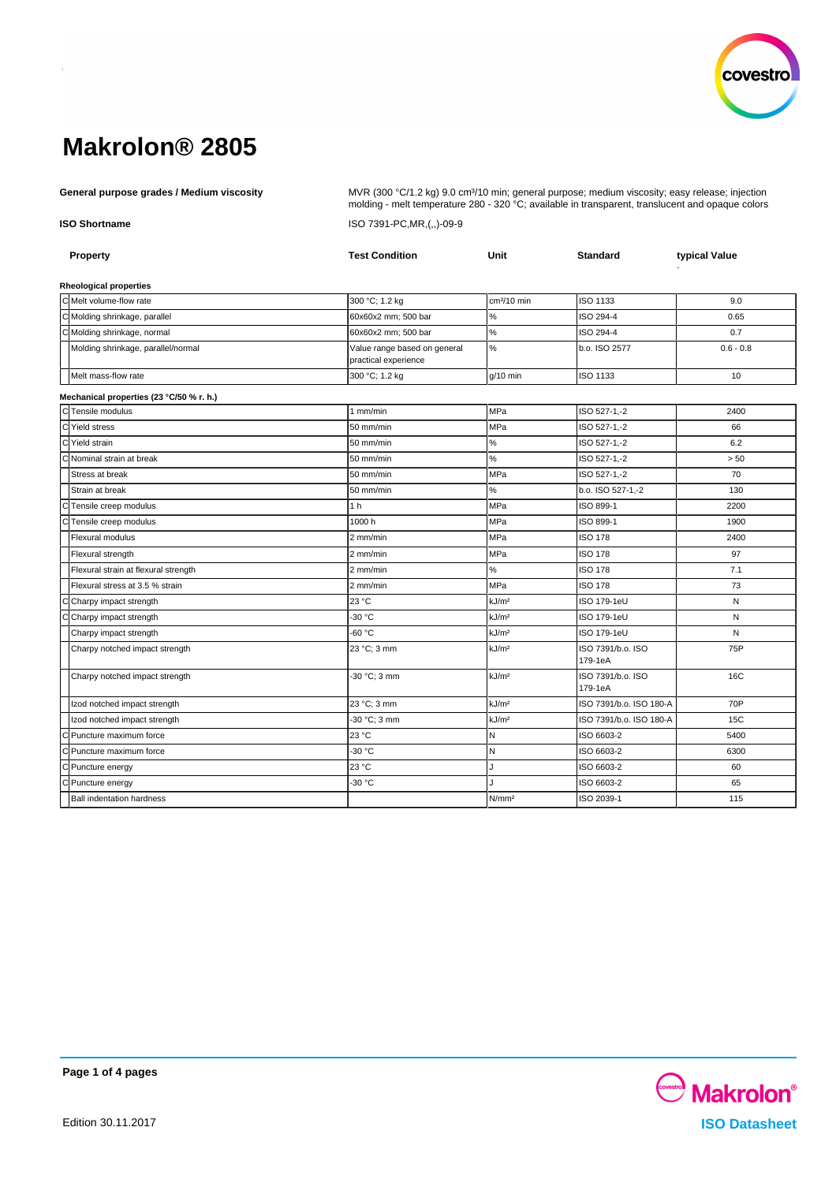# Makrolon® 2805

**General purpose grades / Medium viscosity**

MVR (300 °C/1.2 kg) 9.0 cm³/10 min; general purpose; medium viscosity; easy release; injection molding - melt temperature 280 - 320 °C; available in transparent, translucent and opaque colors

**ISO Shortname**

ISO 7391-PC,MR,(,,)-09-9

| | Property | Test Condition | Unit | Standard | typical Value |
|---|---|---|---|---|---|
| | **Rheological properties** | | | | |
| C | Melt volume-flow rate | 300 °C; 1.2 kg | cm³/10 min | ISO 1133 | 9.0 |
| C | Molding shrinkage, parallel | 60x60x2 mm; 500 bar | % | ISO 294-4 | 0.65 |
| C | Molding shrinkage, normal | 60x60x2 mm; 500 bar | % | ISO 294-4 | 0.7 |
| | Molding shrinkage, parallel/normal | Value range based on general practical experience | % | b.o. ISO 2577 | 0.6 - 0.8 |
| | Melt mass-flow rate | 300 °C; 1.2 kg | g/10 min | ISO 1133 | 10 |
| | **Mechanical properties (23 °C/50 % r. h.)** | | | | |
| C | Tensile modulus | 1 mm/min | MPa | ISO 527-1,-2 | 2400 |
| C | Yield stress | 50 mm/min | MPa | ISO 527-1,-2 | 66 |
| C | Yield strain | 50 mm/min | % | ISO 527-1,-2 | 6.2 |
| C | Nominal strain at break | 50 mm/min | % | ISO 527-1,-2 | > 50 |
| | Stress at break | 50 mm/min | MPa | ISO 527-1,-2 | 70 |
| | Strain at break | 50 mm/min | % | b.o. ISO 527-1,-2 | 130 |
| C | Tensile creep modulus | 1 h | MPa | ISO 899-1 | 2200 |
| C | Tensile creep modulus | 1000 h | MPa | ISO 899-1 | 1900 |
| | Flexural modulus | 2 mm/min | MPa | ISO 178 | 2400 |
| | Flexural strength | 2 mm/min | MPa | ISO 178 | 97 |
| | Flexural strain at flexural strength | 2 mm/min | % | ISO 178 | 7.1 |
| | Flexural stress at 3.5 % strain | 2 mm/min | MPa | ISO 178 | 73 |
| C | Charpy impact strength | 23 °C | kJ/m² | ISO 179-1eU | N |
| C | Charpy impact strength | -30 °C | kJ/m² | ISO 179-1eU | N |
| | Charpy impact strength | -60 °C | kJ/m² | ISO 179-1eU | N |
| | Charpy notched impact strength | 23 °C; 3 mm | kJ/m² | ISO 7391/b.o. ISO 179-1eA | 75P |
| | Charpy notched impact strength | -30 °C; 3 mm | kJ/m² | ISO 7391/b.o. ISO 179-1eA | 16C |
| | Izod notched impact strength | 23 °C; 3 mm | kJ/m² | ISO 7391/b.o. ISO 180-A | 70P |
| | Izod notched impact strength | -30 °C; 3 mm | kJ/m² | ISO 7391/b.o. ISO 180-A | 15C |
| C | Puncture maximum force | 23 °C | N | ISO 6603-2 | 5400 |
| C | Puncture maximum force | -30 °C | N | ISO 6603-2 | 6300 |
| C | Puncture energy | 23 °C | J | ISO 6603-2 | 60 |
| C | Puncture energy | -30 °C | J | ISO 6603-2 | 65 |
| | Ball indentation hardness | | N/mm² | ISO 2039-1 | 115 |

Edition 30.11.2017

**ISO Datasheet**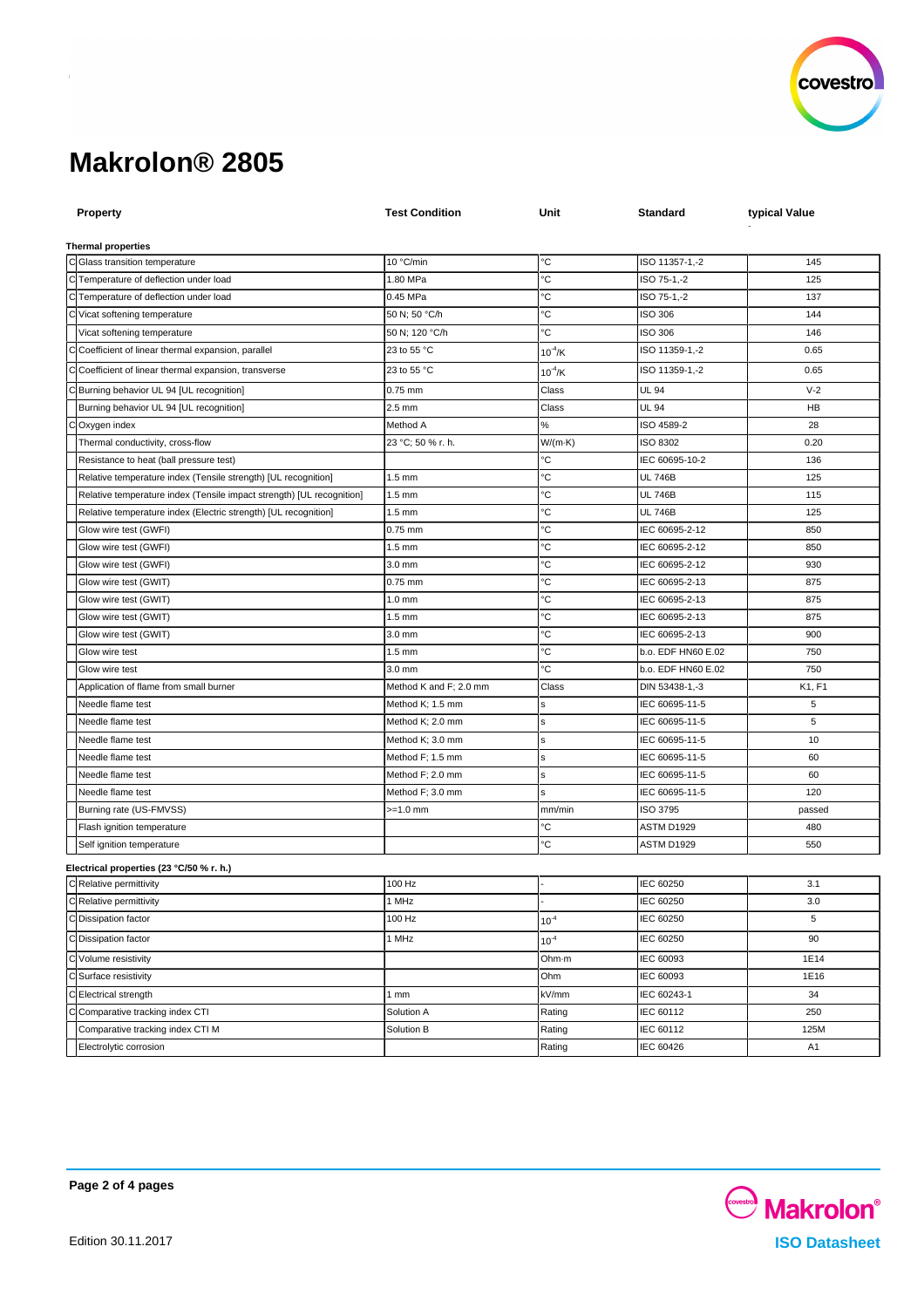# Makrolon® 2805

| | Property | Test Condition | Unit | Standard | typical Value |
|---|---|---|---|---|---|
| | **Thermal properties** | | | | |
| C | Glass transition temperature | 10 °C/min | °C | ISO 11357-1,-2 | 145 |
| C | Temperature of deflection under load | 1.80 MPa | °C | ISO 75-1,-2 | 125 |
| C | Temperature of deflection under load | 0.45 MPa | °C | ISO 75-1,-2 | 137 |
| C | Vicat softening temperature | 50 N; 50 °C/h | °C | ISO 306 | 144 |
| | Vicat softening temperature | 50 N; 120 °C/h | °C | ISO 306 | 146 |
| C | Coefficient of linear thermal expansion, parallel | 23 to 55 °C | $10^{-4}$/K | ISO 11359-1,-2 | 0.65 |
| C | Coefficient of linear thermal expansion, transverse | 23 to 55 °C | $10^{-4}$/K | ISO 11359-1,-2 | 0.65 |
| C | Burning behavior UL 94 [UL recognition] | 0.75 mm | Class | UL 94 | V-2 |
| | Burning behavior UL 94 [UL recognition] | 2.5 mm | Class | UL 94 | HB |
| C | Oxygen index | Method A | % | ISO 4589-2 | 28 |
| | Thermal conductivity, cross-flow | 23 °C; 50 % r. h. | W/(m·K) | ISO 8302 | 0.20 |
| | Resistance to heat (ball pressure test) | | °C | IEC 60695-10-2 | 136 |
| | Relative temperature index (Tensile strength) [UL recognition] | 1.5 mm | °C | UL 746B | 125 |
| | Relative temperature index (Tensile impact strength) [UL recognition] | 1.5 mm | °C | UL 746B | 115 |
| | Relative temperature index (Electric strength) [UL recognition] | 1.5 mm | °C | UL 746B | 125 |
| | Glow wire test (GWFI) | 0.75 mm | °C | IEC 60695-2-12 | 850 |
| | Glow wire test (GWFI) | 1.5 mm | °C | IEC 60695-2-12 | 850 |
| | Glow wire test (GWFI) | 3.0 mm | °C | IEC 60695-2-12 | 930 |
| | Glow wire test (GWIT) | 0.75 mm | °C | IEC 60695-2-13 | 875 |
| | Glow wire test (GWIT) | 1.0 mm | °C | IEC 60695-2-13 | 875 |
| | Glow wire test (GWIT) | 1.5 mm | °C | IEC 60695-2-13 | 875 |
| | Glow wire test (GWIT) | 3.0 mm | °C | IEC 60695-2-13 | 900 |
| | Glow wire test | 1.5 mm | °C | b.o. EDF HN60 E.02 | 750 |
| | Glow wire test | 3.0 mm | °C | b.o. EDF HN60 E.02 | 750 |
| | Application of flame from small burner | Method K and F; 2.0 mm | Class | DIN 53438-1,-3 | K1, F1 |
| | Needle flame test | Method K; 1.5 mm | s | IEC 60695-11-5 | 5 |
| | Needle flame test | Method K; 2.0 mm | s | IEC 60695-11-5 | 5 |
| | Needle flame test | Method K; 3.0 mm | s | IEC 60695-11-5 | 10 |
| | Needle flame test | Method F; 1.5 mm | s | IEC 60695-11-5 | 60 |
| | Needle flame test | Method F; 2.0 mm | s | IEC 60695-11-5 | 60 |
| | Needle flame test | Method F; 3.0 mm | s | IEC 60695-11-5 | 120 |
| | Burning rate (US-FMVSS) | >=1.0 mm | mm/min | ISO 3795 | passed |
| | Flash ignition temperature | | °C | ASTM D1929 | 480 |
| | Self ignition temperature | | °C | ASTM D1929 | 550 |
| | **Electrical properties (23 °C/50 % r. h.)** | | | | |
| C | Relative permittivity | 100 Hz | - | IEC 60250 | 3.1 |
| C | Relative permittivity | 1 MHz | - | IEC 60250 | 3.0 |
| C | Dissipation factor | 100 Hz | $10^{-4}$ | IEC 60250 | 5 |
| C | Dissipation factor | 1 MHz | $10^{-4}$ | IEC 60250 | 90 |
| C | Volume resistivity | | Ohm·m | IEC 60093 | 1E14 |
| C | Surface resistivity | | Ohm | IEC 60093 | 1E16 |
| C | Electrical strength | 1 mm | kV/mm | IEC 60243-1 | 34 |
| C | Comparative tracking index CTI | Solution A | Rating | IEC 60112 | 250 |
| | Comparative tracking index CTI M | Solution B | Rating | IEC 60112 | 125M |
| | Electrolytic corrosion | | Rating | IEC 60426 | A1 |

Edition 30.11.2017

Makrolon® ISO Datasheet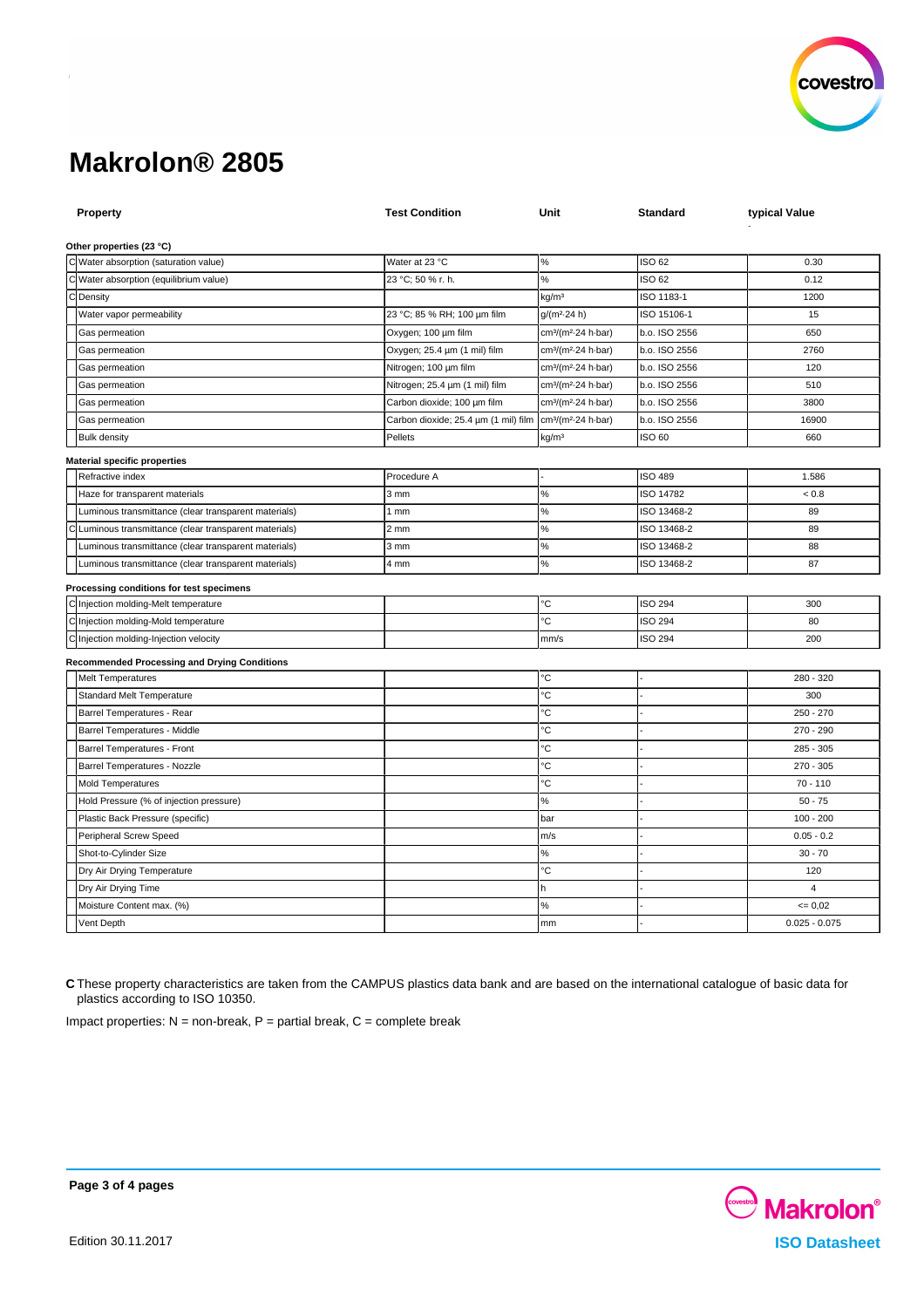# Makrolon® 2805

| | Property | Test Condition | Unit | Standard | typical Value |
|---|---|---|---|---|---|
| | **Other properties (23 °C)** | | | | |
| C | Water absorption (saturation value) | Water at 23 °C | % | ISO 62 | 0.30 |
| C | Water absorption (equilibrium value) | 23 °C; 50 % r. h. | % | ISO 62 | 0.12 |
| C | Density | | kg/m³ | ISO 1183-1 | 1200 |
| | Water vapor permeability | 23 °C; 85 % RH; 100 µm film | g/(m²·24 h) | ISO 15106-1 | 15 |
| | Gas permeation | Oxygen; 100 µm film | cm³/(m²·24 h·bar) | b.o. ISO 2556 | 650 |
| | Gas permeation | Oxygen; 25.4 µm (1 mil) film | cm³/(m²·24 h·bar) | b.o. ISO 2556 | 2760 |
| | Gas permeation | Nitrogen; 100 µm film | cm³/(m²·24 h·bar) | b.o. ISO 2556 | 120 |
| | Gas permeation | Nitrogen; 25.4 µm (1 mil) film | cm³/(m²·24 h·bar) | b.o. ISO 2556 | 510 |
| | Gas permeation | Carbon dioxide; 100 µm film | cm³/(m²·24 h·bar) | b.o. ISO 2556 | 3800 |
| | Gas permeation | Carbon dioxide; 25.4 µm (1 mil) film | cm³/(m²·24 h·bar) | b.o. ISO 2556 | 16900 |
| | Bulk density | Pellets | kg/m³ | ISO 60 | 660 |
| | **Material specific properties** | | | | |
| | Refractive index | Procedure A | - | ISO 489 | 1.586 |
| | Haze for transparent materials | 3 mm | % | ISO 14782 | < 0.8 |
| | Luminous transmittance (clear transparent materials) | 1 mm | % | ISO 13468-2 | 89 |
| C | Luminous transmittance (clear transparent materials) | 2 mm | % | ISO 13468-2 | 89 |
| | Luminous transmittance (clear transparent materials) | 3 mm | % | ISO 13468-2 | 88 |
| | Luminous transmittance (clear transparent materials) | 4 mm | % | ISO 13468-2 | 87 |
| | **Processing conditions for test specimens** | | | | |
| C | Injection molding-Melt temperature | | °C | ISO 294 | 300 |
| C | Injection molding-Mold temperature | | °C | ISO 294 | 80 |
| C | Injection molding-Injection velocity | | mm/s | ISO 294 | 200 |
| | **Recommended Processing and Drying Conditions** | | | | |
| | Melt Temperatures | | °C | - | 280 - 320 |
| | Standard Melt Temperature | | °C | - | 300 |
| | Barrel Temperatures - Rear | | °C | - | 250 - 270 |
| | Barrel Temperatures - Middle | | °C | - | 270 - 290 |
| | Barrel Temperatures - Front | | °C | - | 285 - 305 |
| | Barrel Temperatures - Nozzle | | °C | - | 270 - 305 |
| | Mold Temperatures | | °C | - | 70 - 110 |
| | Hold Pressure (% of injection pressure) | | % | - | 50 - 75 |
| | Plastic Back Pressure (specific) | | bar | - | 100 - 200 |
| | Peripheral Screw Speed | | m/s | - | 0.05 - 0.2 |
| | Shot-to-Cylinder Size | | % | - | 30 - 70 |
| | Dry Air Drying Temperature | | °C | - | 120 |
| | Dry Air Drying Time | | h | - | 4 |
| | Moisture Content max. (%) | | % | - | <= 0,02 |
| | Vent Depth | | mm | - | 0.025 - 0.075 |

**C** These property characteristics are taken from the CAMPUS plastics data bank and are based on the international catalogue of basic data for plastics according to ISO 10350.

Impact properties: N = non-break, P = partial break, C = complete break

Edition 30.11.2017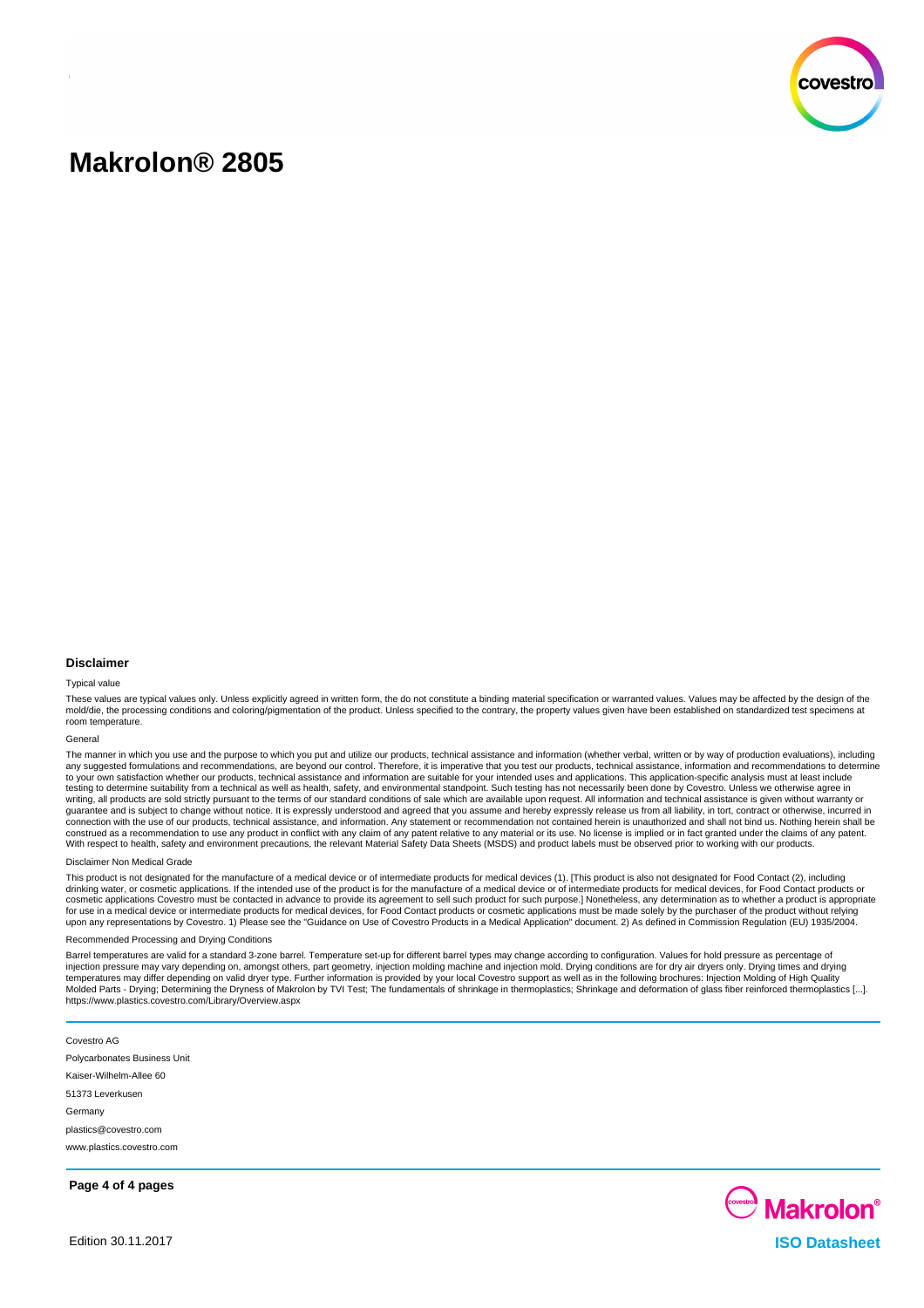# Makrolon® 2805

## Disclaimer

Typical value

These values are typical values only. Unless explicitly agreed in written form, the do not constitute a binding material specification or warranted values. Values may be affected by the design of the mold/die, the processing conditions and coloring/pigmentation of the product. Unless specified to the contrary, the property values given have been established on standardized test specimens at room temperature.

General

The manner in which you use and the purpose to which you put and utilize our products, technical assistance and information (whether verbal, written or by way of production evaluations), including any suggested formulations and recommendations, are beyond our control. Therefore, it is imperative that you test our products, technical assistance, information and recommendations to determine to your own satisfaction whether our products, technical assistance and information are suitable for your intended uses and applications. This application-specific analysis must at least include testing to determine suitability from a technical as well as health, safety, and environmental standpoint. Such testing has not necessarily been done by Covestro. Unless we otherwise agree in writing, all products are sold strictly pursuant to the terms of our standard conditions of sale which are available upon request. All information and technical assistance is given without warranty or guarantee and is subject to change without notice. It is expressly understood and agreed that you assume and hereby expressly release us from all liability, in tort, contract or otherwise, incurred in connection with the use of our products, technical assistance, and information. Any statement or recommendation not contained herein is unauthorized and shall not bind us. Nothing herein shall be construed as a recommendation to use any product in conflict with any claim of any patent relative to any material or its use. No license is implied or in fact granted under the claims of any patent. With respect to health, safety and environment precautions, the relevant Material Safety Data Sheets (MSDS) and product labels must be observed prior to working with our products.

Disclaimer Non Medical Grade

This product is not designated for the manufacture of a medical device or of intermediate products for medical devices (1). [This product is also not designated for Food Contact (2), including drinking water, or cosmetic applications. If the intended use of the product is for the manufacture of a medical device or of intermediate products for medical devices, for Food Contact products or cosmetic applications Covestro must be contacted in advance to provide its agreement to sell such product for such purpose.] Nonetheless, any determination as to whether a product is appropriate for use in a medical device or intermediate products for medical devices, for Food Contact products or cosmetic applications must be made solely by the purchaser of the product without relying upon any representations by Covestro. 1) Please see the "Guidance on Use of Covestro Products in a Medical Application" document. 2) As defined in Commission Regulation (EU) 1935/2004.

Recommended Processing and Drying Conditions

Barrel temperatures are valid for a standard 3-zone barrel. Temperature set-up for different barrel types may change according to configuration. Values for hold pressure as percentage of injection pressure may vary depending on, amongst others, part geometry, injection molding machine and injection mold. Drying conditions are for dry air dryers only. Drying times and drying temperatures may differ depending on valid dryer type. Further information is provided by your local Covestro support as well as in the following brochures: Injection Molding of High Quality Molded Parts - Drying; Determining the Dryness of Makrolon by TVI Test; The fundamentals of shrinkage in thermoplastics; Shrinkage and deformation of glass fiber reinforced thermoplastics [...]. https://www.plastics.covestro.com/Library/Overview.aspx

Covestro AG

Polycarbonates Business Unit

Kaiser-Wilhelm-Allee 60

51373 Leverkusen

Germany

plastics@covestro.com

www.plastics.covestro.com

Edition 30.11.2017

ISO Datasheet